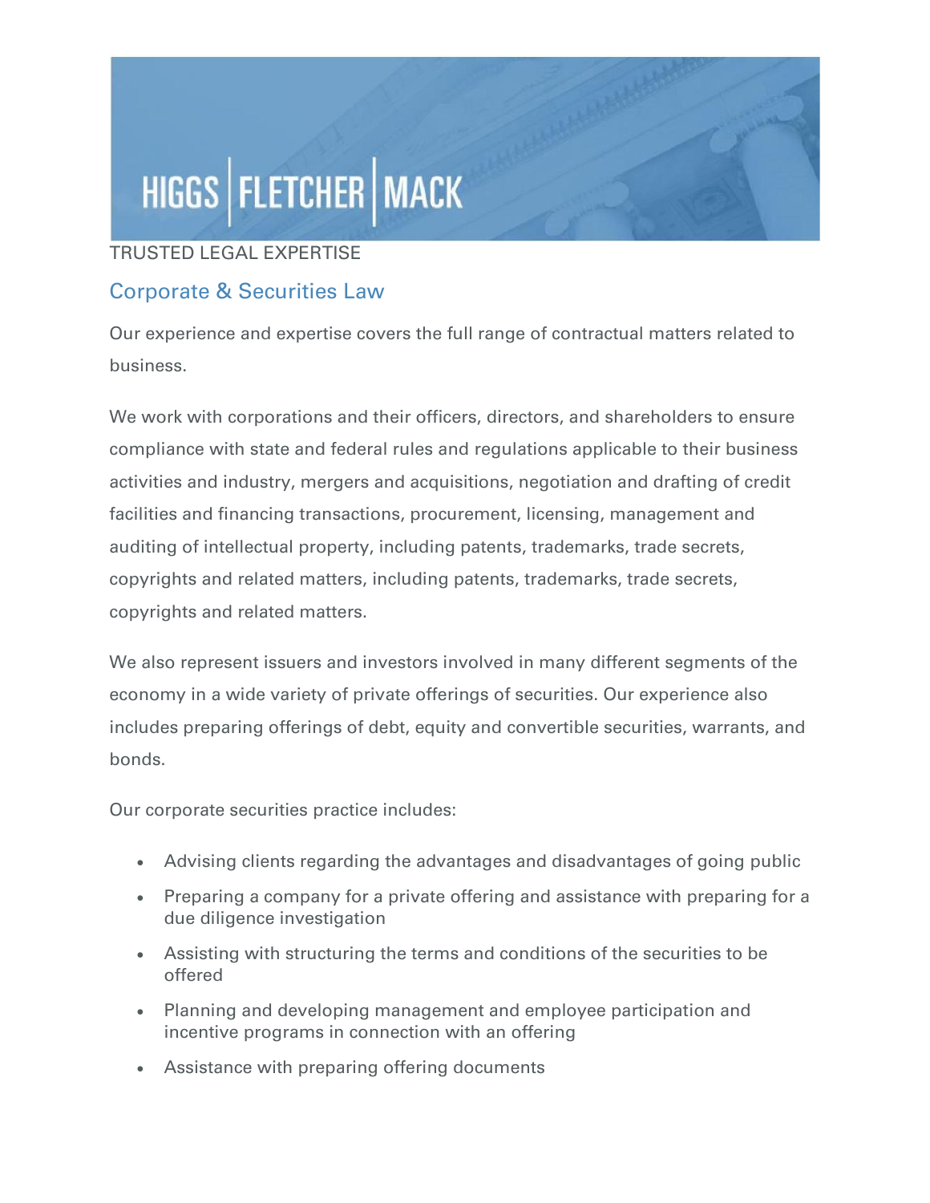HIGGS | FLETCHER | MACK

TRUSTED LEGAL EXPERTISE

## Corporate & Securities Law

Our experience and expertise covers the full range of contractual matters related to business.

We work with corporations and their officers, directors, and shareholders to ensure compliance with state and federal rules and regulations applicable to their business activities and industry, mergers and acquisitions, negotiation and drafting of credit facilities and financing transactions, procurement, licensing, management and auditing of intellectual property, including patents, trademarks, trade secrets, copyrights and related matters, including patents, trademarks, trade secrets, copyrights and related matters.

We also represent issuers and investors involved in many different segments of the economy in a wide variety of private offerings of securities. Our experience also includes preparing offerings of debt, equity and convertible securities, warrants, and bonds.

Our corporate securities practice includes:

- Advising clients regarding the advantages and disadvantages of going public
- Preparing a company for a private offering and assistance with preparing for a due diligence investigation
- Assisting with structuring the terms and conditions of the securities to be offered
- Planning and developing management and employee participation and incentive programs in connection with an offering
- Assistance with preparing offering documents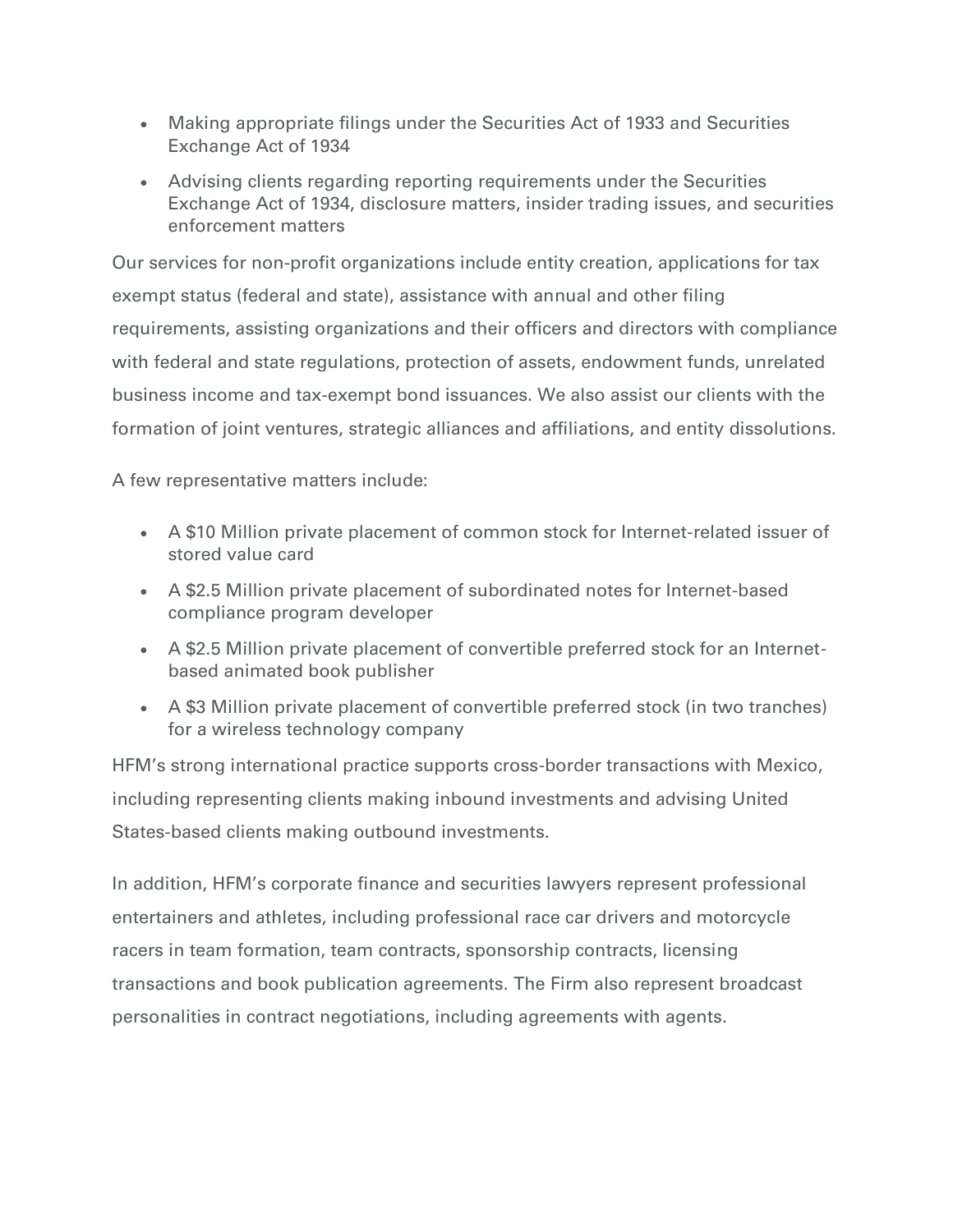- Making appropriate filings under the Securities Act of 1933 and Securities Exchange Act of 1934
- Advising clients regarding reporting requirements under the Securities Exchange Act of 1934, disclosure matters, insider trading issues, and securities enforcement matters

Our services for non-profit organizations include entity creation, applications for tax exempt status (federal and state), assistance with annual and other filing requirements, assisting organizations and their officers and directors with compliance with federal and state regulations, protection of assets, endowment funds, unrelated business income and tax-exempt bond issuances. We also assist our clients with the formation of joint ventures, strategic alliances and affiliations, and entity dissolutions.

A few representative matters include:

- A $10 Million private placement of common stock for Internet-related issuer of stored value card
- A $2.5 Million private placement of subordinated notes for Internet-based compliance program developer
- A $2.5 Million private placement of convertible preferred stock for an Internet-based animated book publisher
- A $3 Million private placement of convertible preferred stock (in two tranches) for a wireless technology company

HFM's strong international practice supports cross-border transactions with Mexico, including representing clients making inbound investments and advising United States-based clients making outbound investments.

In addition, HFM's corporate finance and securities lawyers represent professional entertainers and athletes, including professional race car drivers and motorcycle racers in team formation, team contracts, sponsorship contracts, licensing transactions and book publication agreements. The Firm also represent broadcast personalities in contract negotiations, including agreements with agents.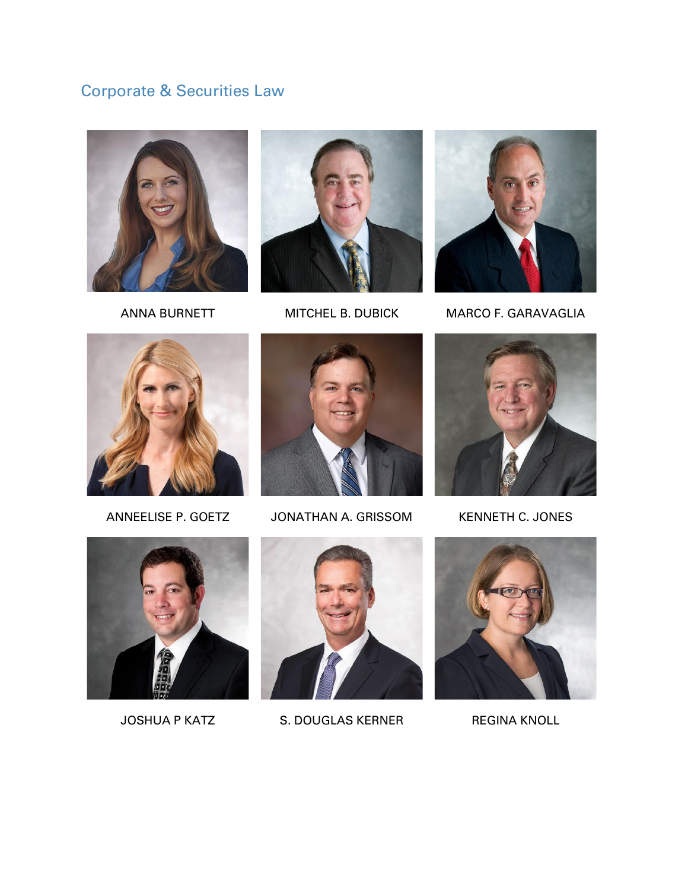## Corporate & Securities Law

ANNA BURNETT

MITCHEL B. DUBICK

MARCO F. GARAVAGLIA

ANNEELISE P. GOETZ

JONATHAN A. GRISSOM

KENNETH C. JONES

JOSHUA P KATZ

S. DOUGLAS KERNER

REGINA KNOLL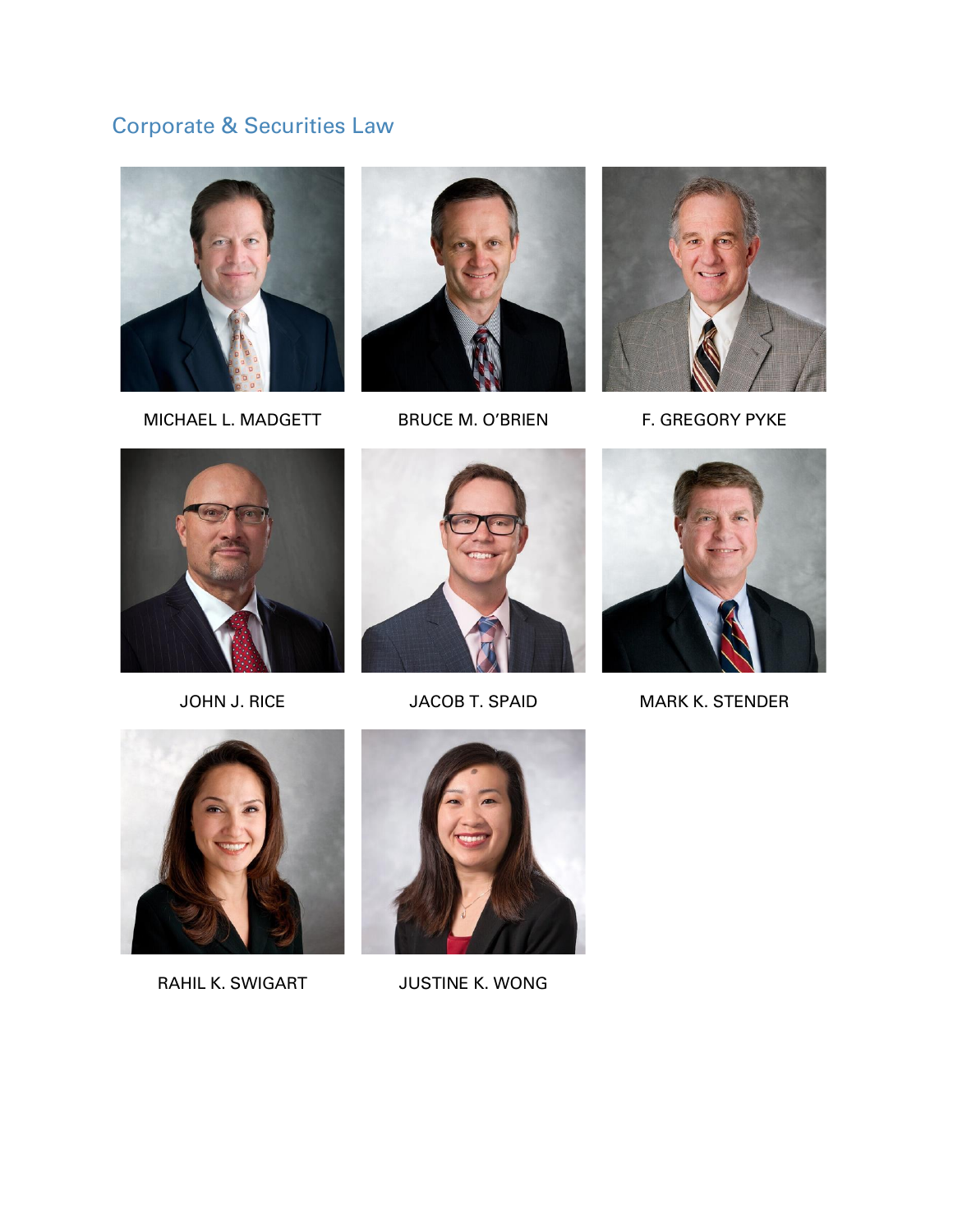## Corporate & Securities Law

MICHAEL L. MADGETT

BRUCE M. O'BRIEN

F. GREGORY PYKE

JOHN J. RICE

JACOB T. SPAID

MARK K. STENDER

RAHIL K. SWIGART

JUSTINE K. WONG